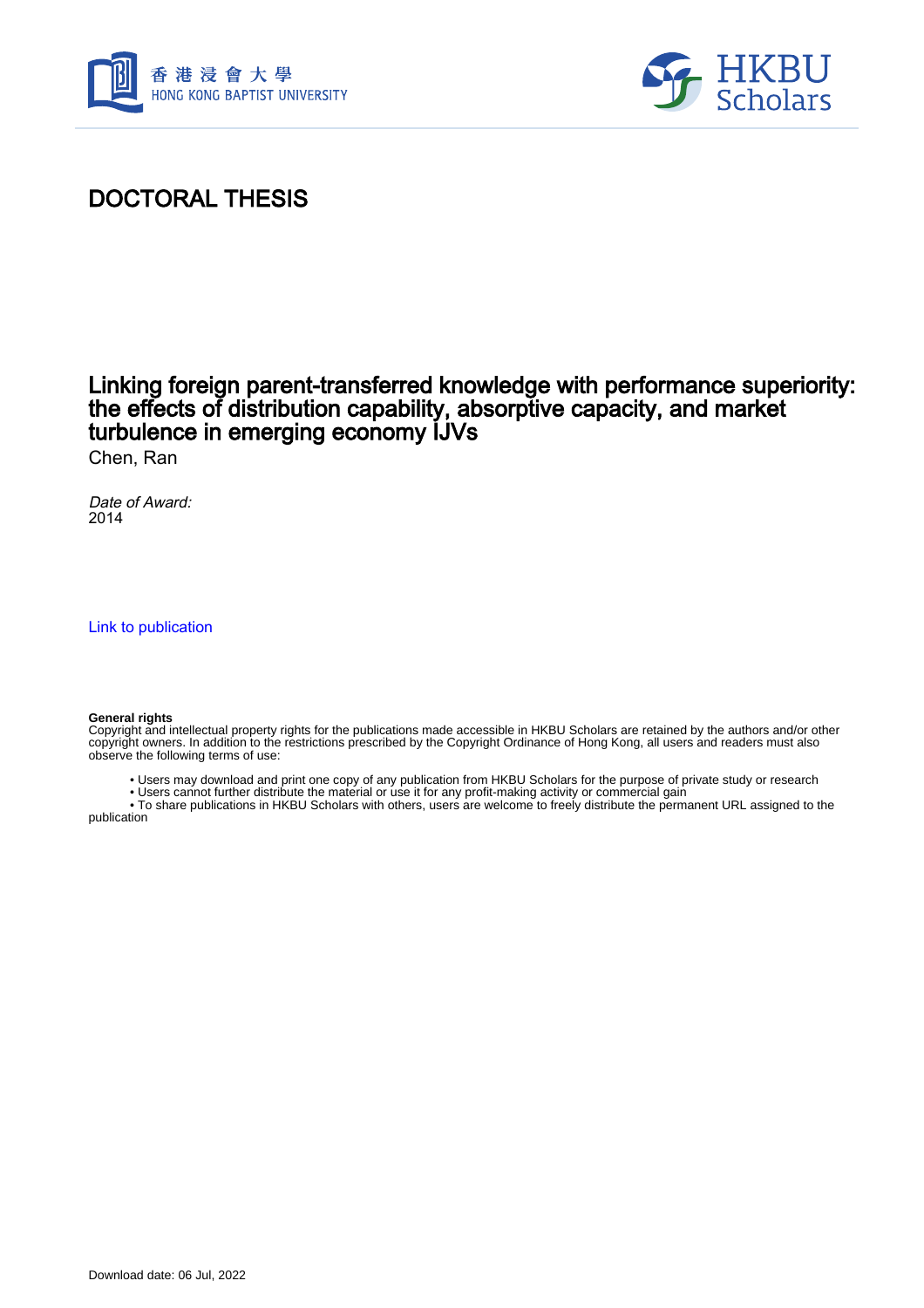# DOCTORAL THESIS

## Linking foreign parent-transferred knowledge with performance superiority: the effects of distribution capability, absorptive capacity, and market turbulence in emerging economy IJVs

Chen, Ran

*Date of Award:*
2014

Link to publication

**General rights**
Copyright and intellectual property rights for the publications made accessible in HKBU Scholars are retained by the authors and/or other copyright owners. In addition to the restrictions prescribed by the Copyright Ordinance of Hong Kong, all users and readers must also observe the following terms of use:

- Users may download and print one copy of any publication from HKBU Scholars for the purpose of private study or research
- Users cannot further distribute the material or use it for any profit-making activity or commercial gain
- To share publications in HKBU Scholars with others, users are welcome to freely distribute the permanent URL assigned to the publication

Download date: 06 Jul, 2022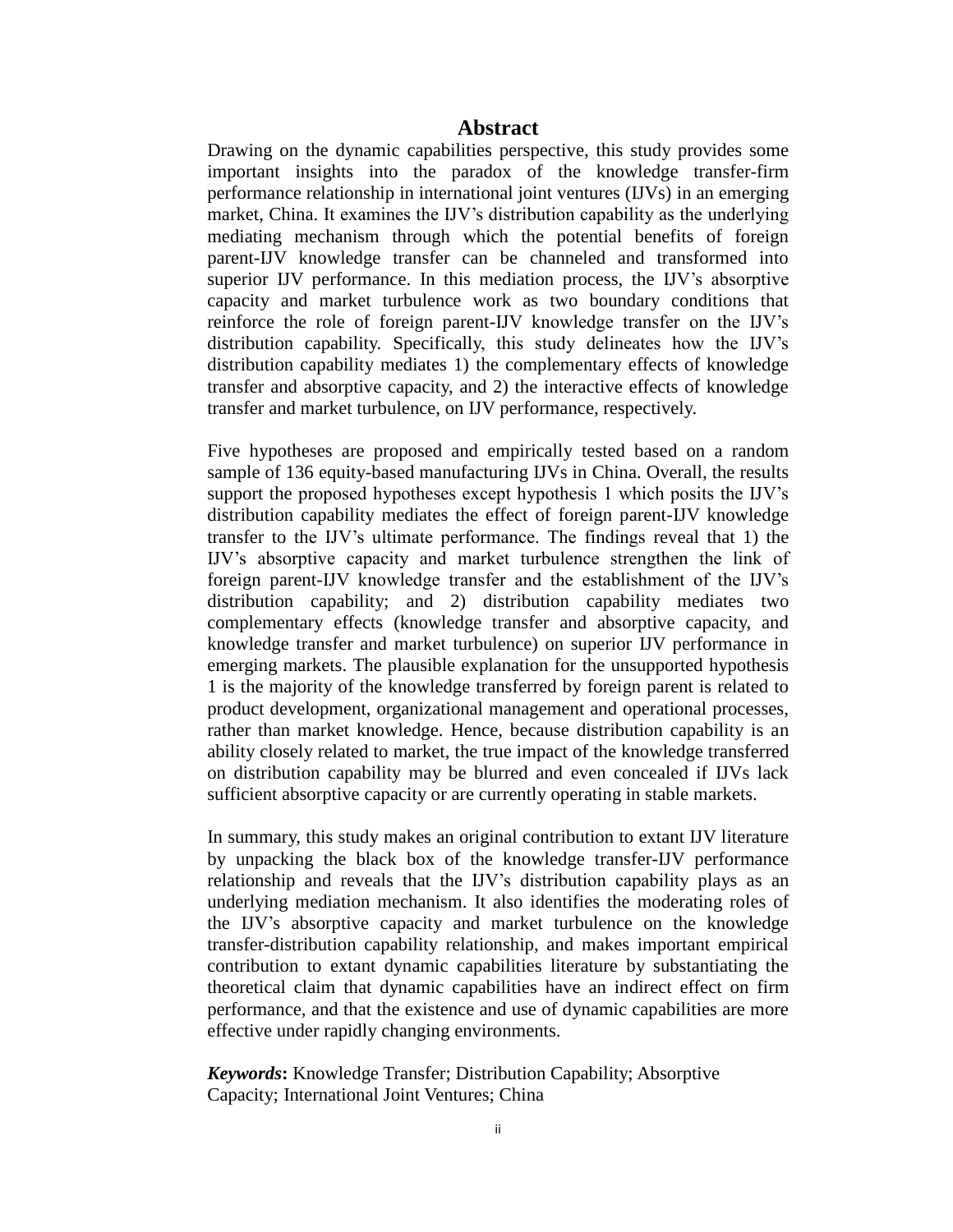# Abstract

Drawing on the dynamic capabilities perspective, this study provides some important insights into the paradox of the knowledge transfer-firm performance relationship in international joint ventures (IJVs) in an emerging market, China. It examines the IJV's distribution capability as the underlying mediating mechanism through which the potential benefits of foreign parent-IJV knowledge transfer can be channeled and transformed into superior IJV performance. In this mediation process, the IJV's absorptive capacity and market turbulence work as two boundary conditions that reinforce the role of foreign parent-IJV knowledge transfer on the IJV's distribution capability. Specifically, this study delineates how the IJV's distribution capability mediates 1) the complementary effects of knowledge transfer and absorptive capacity, and 2) the interactive effects of knowledge transfer and market turbulence, on IJV performance, respectively.

Five hypotheses are proposed and empirically tested based on a random sample of 136 equity-based manufacturing IJVs in China. Overall, the results support the proposed hypotheses except hypothesis 1 which posits the IJV's distribution capability mediates the effect of foreign parent-IJV knowledge transfer to the IJV's ultimate performance. The findings reveal that 1) the IJV's absorptive capacity and market turbulence strengthen the link of foreign parent-IJV knowledge transfer and the establishment of the IJV's distribution capability; and 2) distribution capability mediates two complementary effects (knowledge transfer and absorptive capacity, and knowledge transfer and market turbulence) on superior IJV performance in emerging markets. The plausible explanation for the unsupported hypothesis 1 is the majority of the knowledge transferred by foreign parent is related to product development, organizational management and operational processes, rather than market knowledge. Hence, because distribution capability is an ability closely related to market, the true impact of the knowledge transferred on distribution capability may be blurred and even concealed if IJVs lack sufficient absorptive capacity or are currently operating in stable markets.

In summary, this study makes an original contribution to extant IJV literature by unpacking the black box of the knowledge transfer-IJV performance relationship and reveals that the IJV's distribution capability plays as an underlying mediation mechanism. It also identifies the moderating roles of the IJV's absorptive capacity and market turbulence on the knowledge transfer-distribution capability relationship, and makes important empirical contribution to extant dynamic capabilities literature by substantiating the theoretical claim that dynamic capabilities have an indirect effect on firm performance, and that the existence and use of dynamic capabilities are more effective under rapidly changing environments.

***Keywords*:** Knowledge Transfer; Distribution Capability; Absorptive Capacity; International Joint Ventures; China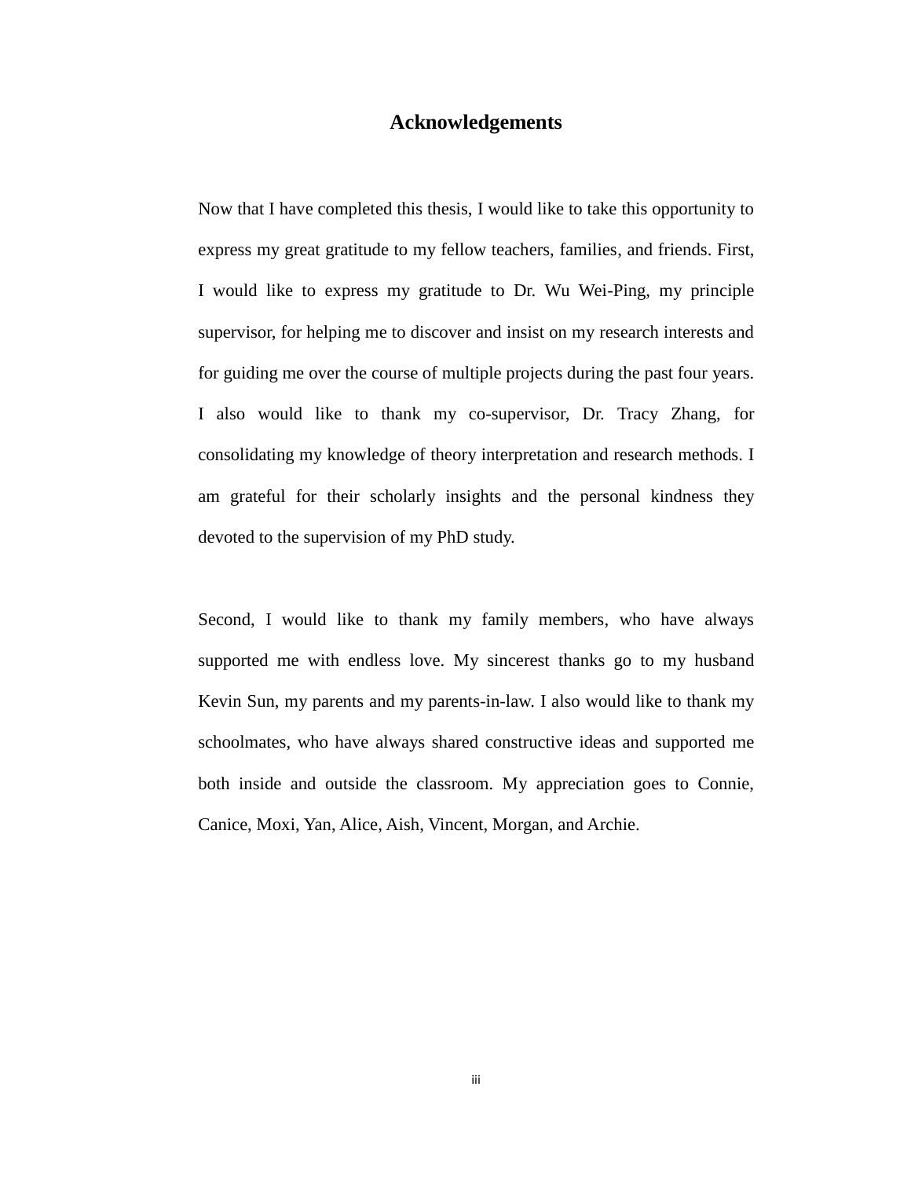# Acknowledgements

Now that I have completed this thesis, I would like to take this opportunity to express my great gratitude to my fellow teachers, families, and friends. First, I would like to express my gratitude to Dr. Wu Wei-Ping, my principle supervisor, for helping me to discover and insist on my research interests and for guiding me over the course of multiple projects during the past four years. I also would like to thank my co-supervisor, Dr. Tracy Zhang, for consolidating my knowledge of theory interpretation and research methods. I am grateful for their scholarly insights and the personal kindness they devoted to the supervision of my PhD study.

Second, I would like to thank my family members, who have always supported me with endless love. My sincerest thanks go to my husband Kevin Sun, my parents and my parents-in-law. I also would like to thank my schoolmates, who have always shared constructive ideas and supported me both inside and outside the classroom. My appreciation goes to Connie, Canice, Moxi, Yan, Alice, Aish, Vincent, Morgan, and Archie.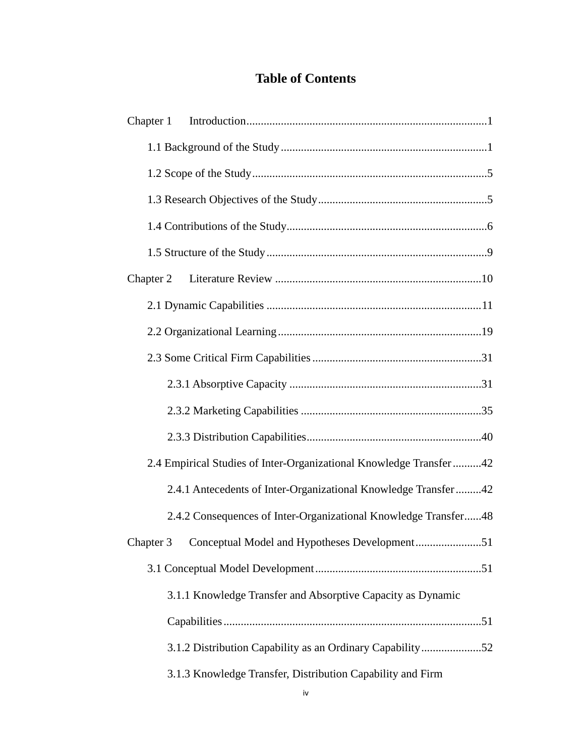# Table of Contents

Chapter 1 Introduction....................................................................................1

1.1 Background of the Study........................................................................1

1.2 Scope of the Study..................................................................................5

1.3 Research Objectives of the Study...........................................................5

1.4 Contributions of the Study......................................................................6

1.5 Structure of the Study.............................................................................9

Chapter 2 Literature Review ........................................................................10

2.1 Dynamic Capabilities ...........................................................................11

2.2 Organizational Learning.......................................................................19

2.3 Some Critical Firm Capabilities...........................................................31

2.3.1 Absorptive Capacity ...................................................................31

2.3.2 Marketing Capabilities ...............................................................35

2.3.3 Distribution Capabilities.............................................................40

2.4 Empirical Studies of Inter-Organizational Knowledge Transfer..........42

2.4.1 Antecedents of Inter-Organizational Knowledge Transfer.........42

2.4.2 Consequences of Inter-Organizational Knowledge Transfer......48

Chapter 3 Conceptual Model and Hypotheses Development.......................51

3.1 Conceptual Model Development..........................................................51

3.1.1 Knowledge Transfer and Absorptive Capacity as Dynamic Capabilities..........................................................................51

3.1.2 Distribution Capability as an Ordinary Capability.....................52

3.1.3 Knowledge Transfer, Distribution Capability and Firm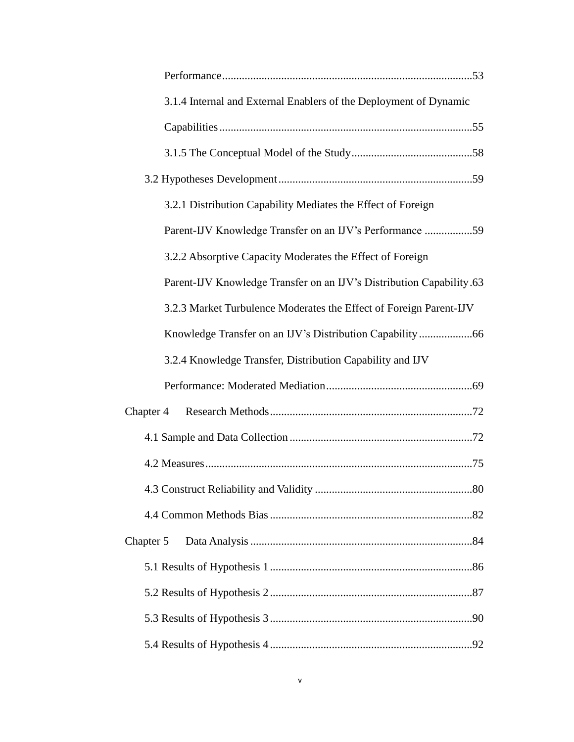Performance........................................................................................53

3.1.4 Internal and External Enablers of the Deployment of Dynamic Capabilities........................................................................................55

3.1.5 The Conceptual Model of the Study..........................................58

3.2 Hypotheses Development....................................................................59

3.2.1 Distribution Capability Mediates the Effect of Foreign Parent-IJV Knowledge Transfer on an IJV’s Performance .................59

3.2.2 Absorptive Capacity Moderates the Effect of Foreign Parent-IJV Knowledge Transfer on an IJV’s Distribution Capability.63

3.2.3 Market Turbulence Moderates the Effect of Foreign Parent-IJV Knowledge Transfer on an IJV’s Distribution Capability..................66

3.2.4 Knowledge Transfer, Distribution Capability and IJV Performance: Moderated Mediation...................................................69

Chapter 4 Research Methods.......................................................................72

4.1 Sample and Data Collection................................................................72

4.2 Measures..............................................................................................75

4.3 Construct Reliability and Validity .......................................................80

4.4 Common Methods Bias .......................................................................82

Chapter 5 Data Analysis ..............................................................................84

5.1 Results of Hypothesis 1.......................................................................86

5.2 Results of Hypothesis 2.......................................................................87

5.3 Results of Hypothesis 3.......................................................................90

5.4 Results of Hypothesis 4.......................................................................92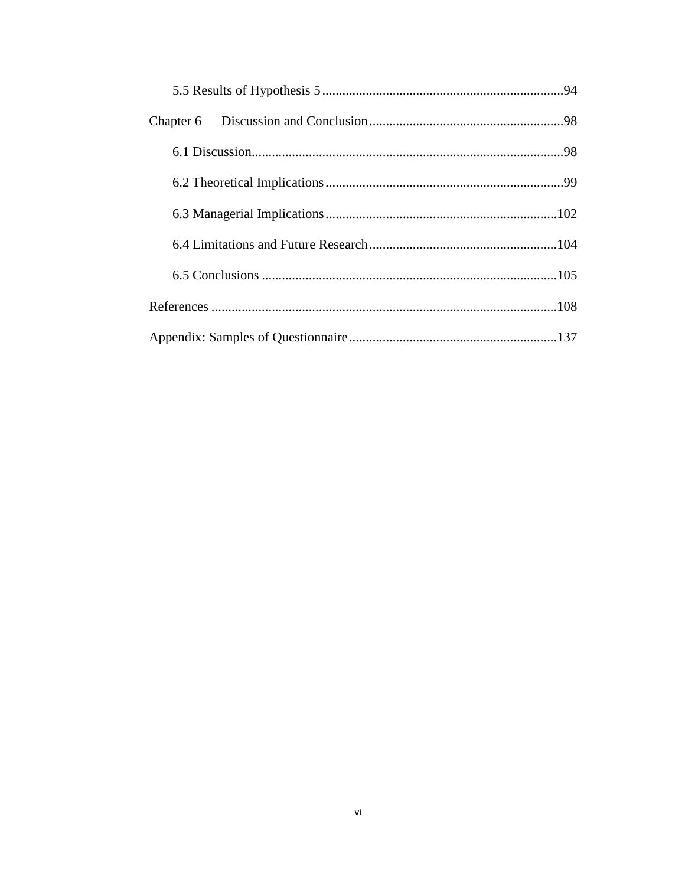5.5 Results of Hypothesis 5 ........................................................................94

Chapter 6 Discussion and Conclusion ..........................................................98

6.1 Discussion.............................................................................................98

6.2 Theoretical Implications .......................................................................99

6.3 Managerial Implications .....................................................................102

6.4 Limitations and Future Research .........................................................104

6.5 Conclusions ........................................................................................105

References .......................................................................................................108

Appendix: Samples of Questionnaire ..............................................................137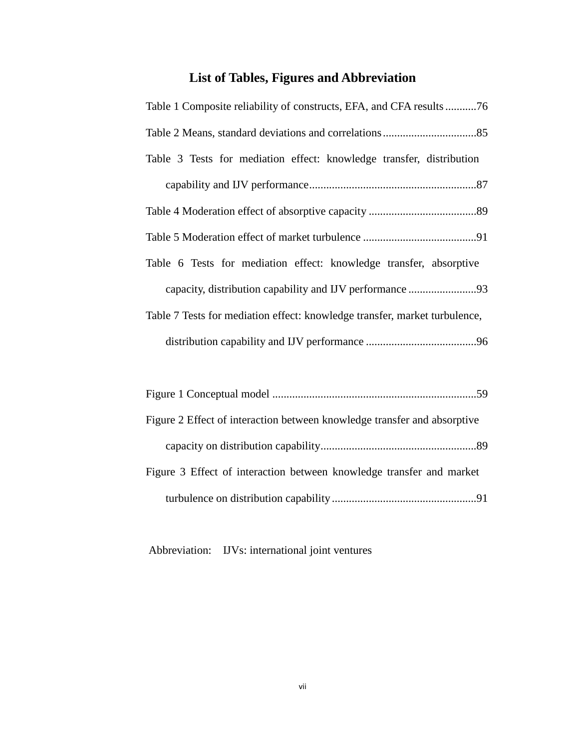## List of Tables, Figures and Abbreviation

Table 1 Composite reliability of constructs, EFA, and CFA results ...........76

Table 2 Means, standard deviations and correlations .................................85

Table 3 Tests for mediation effect: knowledge transfer, distribution capability and IJV performance..........................................................87

Table 4 Moderation effect of absorptive capacity ......................................89

Table 5 Moderation effect of market turbulence ........................................91

Table 6 Tests for mediation effect: knowledge transfer, absorptive capacity, distribution capability and IJV performance ........................93

Table 7 Tests for mediation effect: knowledge transfer, market turbulence, distribution capability and IJV performance .......................................96

Figure 1 Conceptual model .......................................................................59

Figure 2 Effect of interaction between knowledge transfer and absorptive capacity on distribution capability......................................................89

Figure 3 Effect of interaction between knowledge transfer and market turbulence on distribution capability..................................................91

Abbreviation: IJVs: international joint ventures